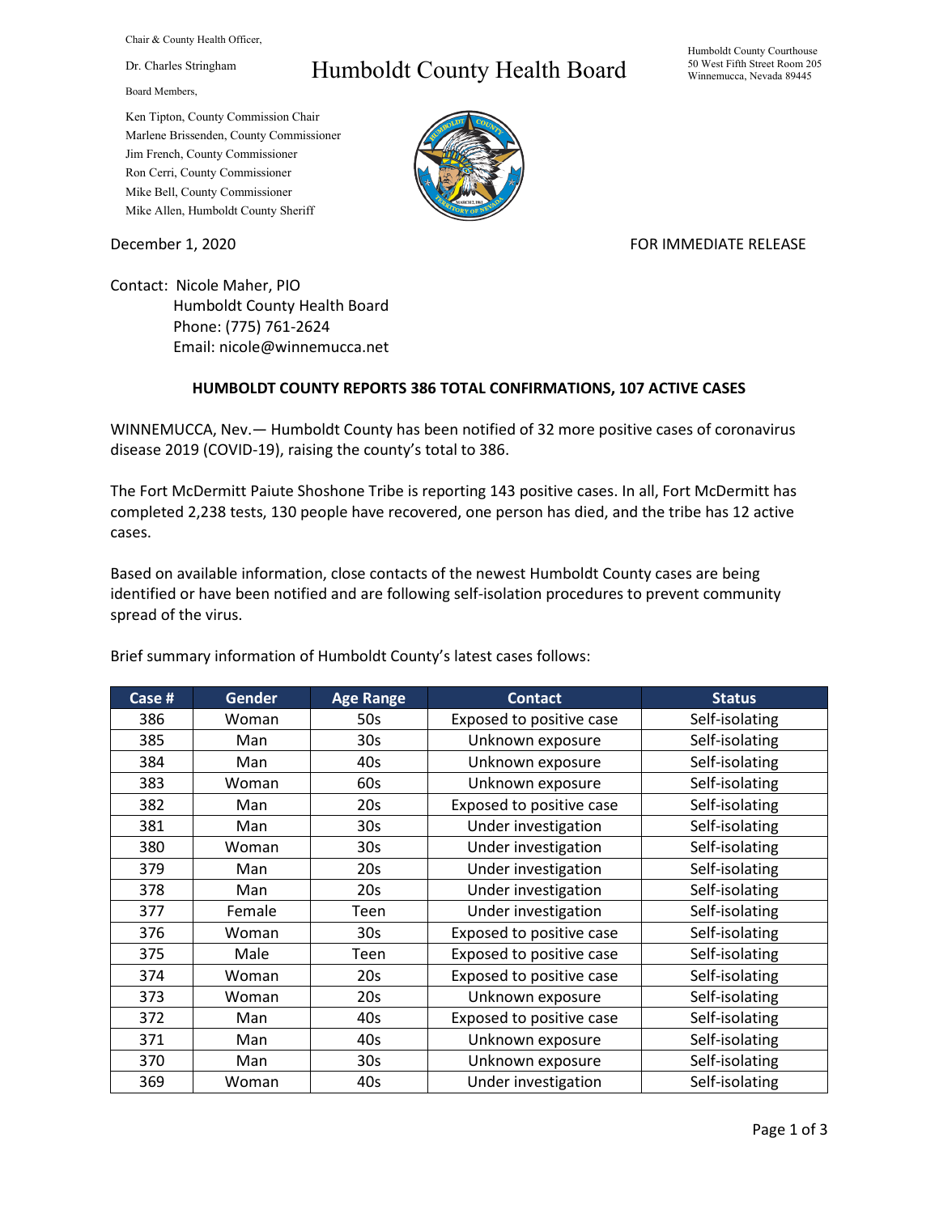Chair & County Health Officer,

Dr. Charles Stringham

# Humboldt County Health Board

Humboldt County Courthouse
50 West Fifth Street Room 205
Winnemucca, Nevada 89445

Board Members,

Ken Tipton, County Commission Chair
Marlene Brissenden, County Commissioner
Jim French, County Commissioner
Ron Cerri, County Commissioner
Mike Bell, County Commissioner
Mike Allen, Humboldt County Sheriff

December 1, 2020

FOR IMMEDIATE RELEASE

Contact: Nicole Maher, PIO
Humboldt County Health Board
Phone: (775) 761-2624
Email: nicole@winnemucca.net

## HUMBOLDT COUNTY REPORTS 386 TOTAL CONFIRMATIONS, 107 ACTIVE CASES

WINNEMUCCA, Nev.— Humboldt County has been notified of 32 more positive cases of coronavirus disease 2019 (COVID-19), raising the county's total to 386.

The Fort McDermitt Paiute Shoshone Tribe is reporting 143 positive cases. In all, Fort McDermitt has completed 2,238 tests, 130 people have recovered, one person has died, and the tribe has 12 active cases.

Based on available information, close contacts of the newest Humboldt County cases are being identified or have been notified and are following self-isolation procedures to prevent community spread of the virus.

Brief summary information of Humboldt County's latest cases follows:

| Case # | Gender | Age Range | Contact | Status |
|---|---|---|---|---|
| 386 | Woman | 50s | Exposed to positive case | Self-isolating |
| 385 | Man | 30s | Unknown exposure | Self-isolating |
| 384 | Man | 40s | Unknown exposure | Self-isolating |
| 383 | Woman | 60s | Unknown exposure | Self-isolating |
| 382 | Man | 20s | Exposed to positive case | Self-isolating |
| 381 | Man | 30s | Under investigation | Self-isolating |
| 380 | Woman | 30s | Under investigation | Self-isolating |
| 379 | Man | 20s | Under investigation | Self-isolating |
| 378 | Man | 20s | Under investigation | Self-isolating |
| 377 | Female | Teen | Under investigation | Self-isolating |
| 376 | Woman | 30s | Exposed to positive case | Self-isolating |
| 375 | Male | Teen | Exposed to positive case | Self-isolating |
| 374 | Woman | 20s | Exposed to positive case | Self-isolating |
| 373 | Woman | 20s | Unknown exposure | Self-isolating |
| 372 | Man | 40s | Exposed to positive case | Self-isolating |
| 371 | Man | 40s | Unknown exposure | Self-isolating |
| 370 | Man | 30s | Unknown exposure | Self-isolating |
| 369 | Woman | 40s | Under investigation | Self-isolating |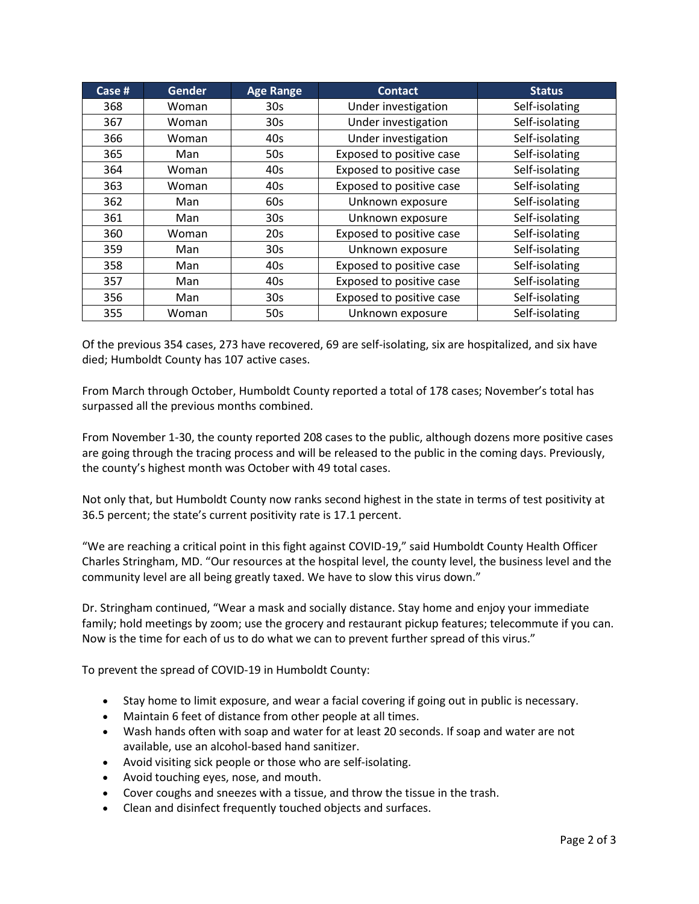| Case # | Gender | Age Range | Contact | Status |
|---|---|---|---|---|
| 368 | Woman | 30s | Under investigation | Self-isolating |
| 367 | Woman | 30s | Under investigation | Self-isolating |
| 366 | Woman | 40s | Under investigation | Self-isolating |
| 365 | Man | 50s | Exposed to positive case | Self-isolating |
| 364 | Woman | 40s | Exposed to positive case | Self-isolating |
| 363 | Woman | 40s | Exposed to positive case | Self-isolating |
| 362 | Man | 60s | Unknown exposure | Self-isolating |
| 361 | Man | 30s | Unknown exposure | Self-isolating |
| 360 | Woman | 20s | Exposed to positive case | Self-isolating |
| 359 | Man | 30s | Unknown exposure | Self-isolating |
| 358 | Man | 40s | Exposed to positive case | Self-isolating |
| 357 | Man | 40s | Exposed to positive case | Self-isolating |
| 356 | Man | 30s | Exposed to positive case | Self-isolating |
| 355 | Woman | 50s | Unknown exposure | Self-isolating |

Of the previous 354 cases, 273 have recovered, 69 are self-isolating, six are hospitalized, and six have died; Humboldt County has 107 active cases.

From March through October, Humboldt County reported a total of 178 cases; November's total has surpassed all the previous months combined.

From November 1-30, the county reported 208 cases to the public, although dozens more positive cases are going through the tracing process and will be released to the public in the coming days. Previously, the county's highest month was October with 49 total cases.

Not only that, but Humboldt County now ranks second highest in the state in terms of test positivity at 36.5 percent; the state's current positivity rate is 17.1 percent.

"We are reaching a critical point in this fight against COVID-19," said Humboldt County Health Officer Charles Stringham, MD. "Our resources at the hospital level, the county level, the business level and the community level are all being greatly taxed. We have to slow this virus down."

Dr. Stringham continued, "Wear a mask and socially distance. Stay home and enjoy your immediate family; hold meetings by zoom; use the grocery and restaurant pickup features; telecommute if you can. Now is the time for each of us to do what we can to prevent further spread of this virus."

To prevent the spread of COVID-19 in Humboldt County:

- Stay home to limit exposure, and wear a facial covering if going out in public is necessary.
- Maintain 6 feet of distance from other people at all times.
- Wash hands often with soap and water for at least 20 seconds. If soap and water are not available, use an alcohol-based hand sanitizer.
- Avoid visiting sick people or those who are self-isolating.
- Avoid touching eyes, nose, and mouth.
- Cover coughs and sneezes with a tissue, and throw the tissue in the trash.
- Clean and disinfect frequently touched objects and surfaces.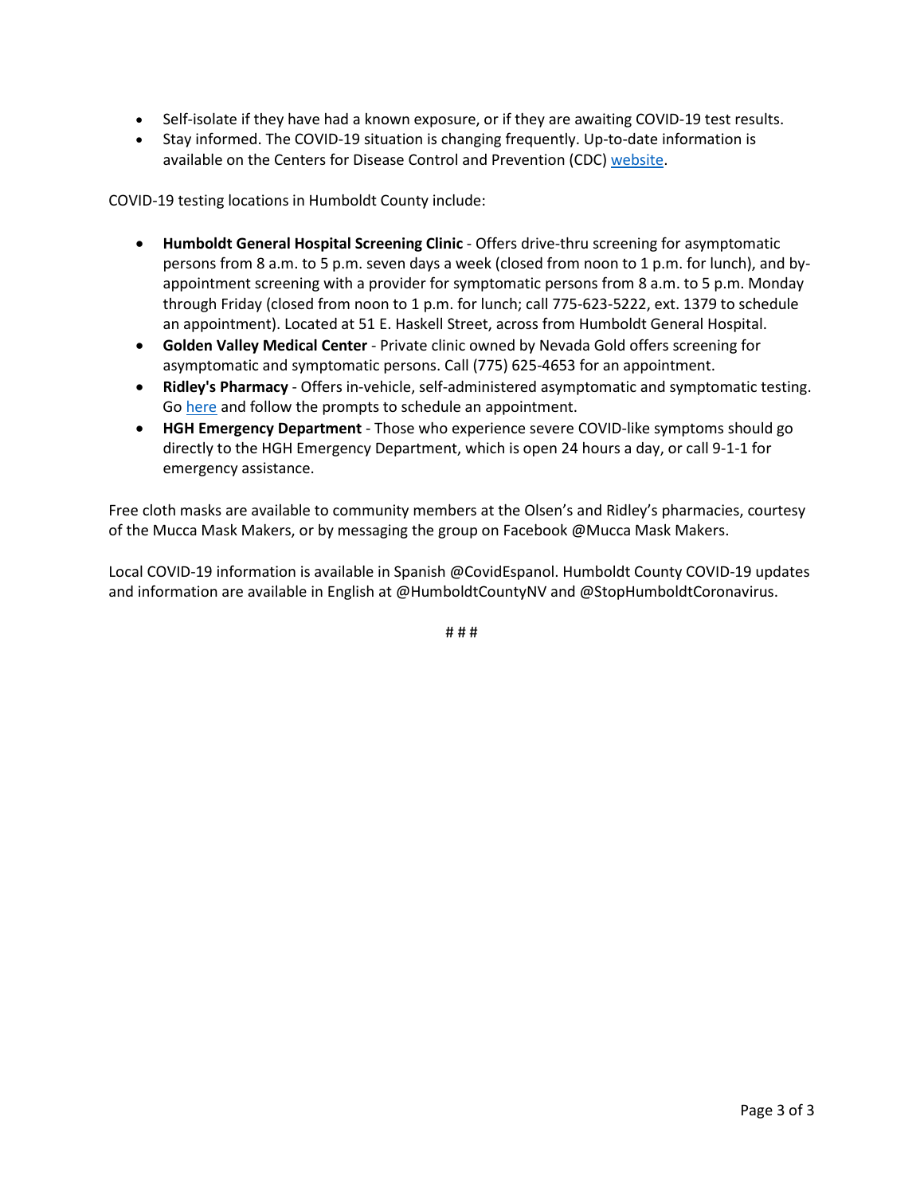- Self-isolate if they have had a known exposure, or if they are awaiting COVID-19 test results.
- Stay informed. The COVID-19 situation is changing frequently. Up-to-date information is available on the Centers for Disease Control and Prevention (CDC) website.

COVID-19 testing locations in Humboldt County include:

- **Humboldt General Hospital Screening Clinic** - Offers drive-thru screening for asymptomatic persons from 8 a.m. to 5 p.m. seven days a week (closed from noon to 1 p.m. for lunch), and by-appointment screening with a provider for symptomatic persons from 8 a.m. to 5 p.m. Monday through Friday (closed from noon to 1 p.m. for lunch; call 775-623-5222, ext. 1379 to schedule an appointment). Located at 51 E. Haskell Street, across from Humboldt General Hospital.
- **Golden Valley Medical Center** - Private clinic owned by Nevada Gold offers screening for asymptomatic and symptomatic persons. Call (775) 625-4653 for an appointment.
- **Ridley's Pharmacy** - Offers in-vehicle, self-administered asymptomatic and symptomatic testing. Go here and follow the prompts to schedule an appointment.
- **HGH Emergency Department** - Those who experience severe COVID-like symptoms should go directly to the HGH Emergency Department, which is open 24 hours a day, or call 9-1-1 for emergency assistance.

Free cloth masks are available to community members at the Olsen's and Ridley's pharmacies, courtesy of the Mucca Mask Makers, or by messaging the group on Facebook @Mucca Mask Makers.

Local COVID-19 information is available in Spanish @CovidEspanol. Humboldt County COVID-19 updates and information are available in English at @HumboldtCountyNV and @StopHumboldtCoronavirus.

# # #